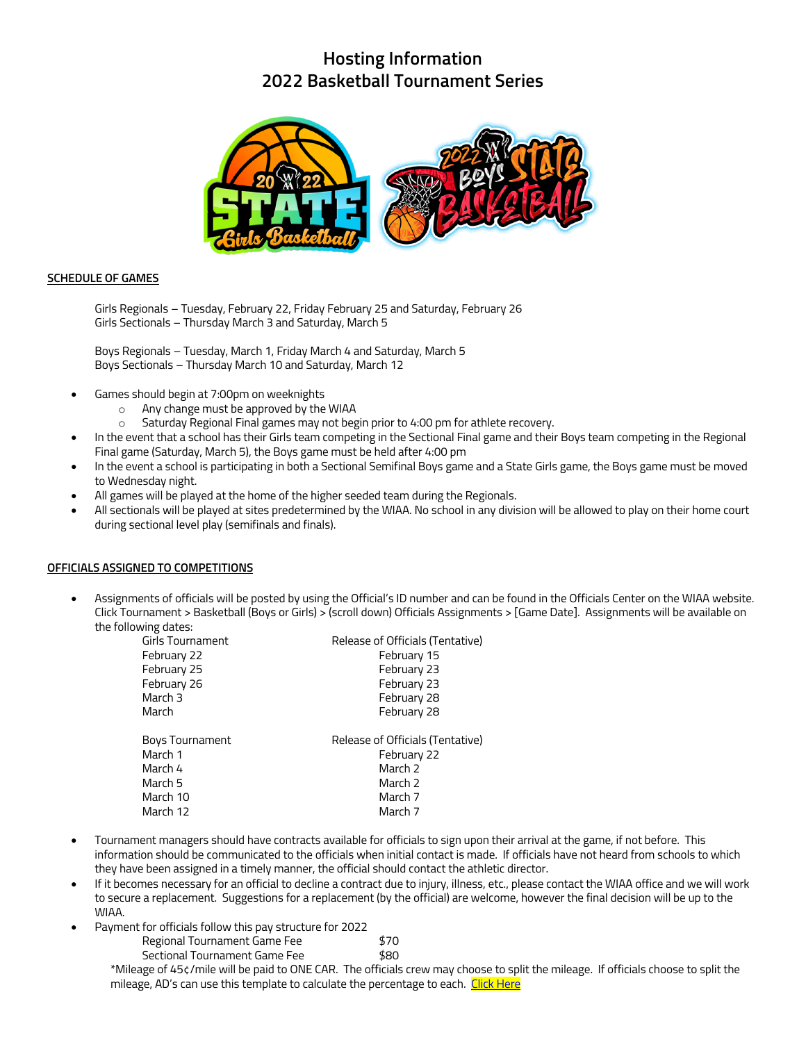# Hosting Information
# 2022 Basketball Tournament Series

**SCHEDULE OF GAMES**

Girls Regionals – Tuesday, February 22, Friday February 25 and Saturday, February 26
Girls Sectionals – Thursday March 3 and Saturday, March 5

Boys Regionals – Tuesday, March 1, Friday March 4 and Saturday, March 5
Boys Sectionals – Thursday March 10 and Saturday, March 12

- Games should begin at 7:00pm on weeknights
  - Any change must be approved by the WIAA
  - Saturday Regional Final games may not begin prior to 4:00 pm for athlete recovery.
- In the event that a school has their Girls team competing in the Sectional Final game and their Boys team competing in the Regional Final game (Saturday, March 5), the Boys game must be held after 4:00 pm
- In the event a school is participating in both a Sectional Semifinal Boys game and a State Girls game, the Boys game must be moved to Wednesday night.
- All games will be played at the home of the higher seeded team during the Regionals.
- All sectionals will be played at sites predetermined by the WIAA. No school in any division will be allowed to play on their home court during sectional level play (semifinals and finals).

**OFFICIALS ASSIGNED TO COMPETITIONS**

- Assignments of officials will be posted by using the Official's ID number and can be found in the Officials Center on the WIAA website. Click Tournament > Basketball (Boys or Girls) > (scroll down) Officials Assignments > [Game Date]. Assignments will be available on the following dates:

| Girls Tournament | Release of Officials (Tentative) |
|---|---|
| February 22 | February 15 |
| February 25 | February 23 |
| February 26 | February 23 |
| March 3 | February 28 |
| March | February 28 |

| Boys Tournament | Release of Officials (Tentative) |
|---|---|
| March 1 | February 22 |
| March 4 | March 2 |
| March 5 | March 2 |
| March 10 | March 7 |
| March 12 | March 7 |

- Tournament managers should have contracts available for officials to sign upon their arrival at the game, if not before. This information should be communicated to the officials when initial contact is made. If officials have not heard from schools to which they have been assigned in a timely manner, the official should contact the athletic director.
- If it becomes necessary for an official to decline a contract due to injury, illness, etc., please contact the WIAA office and we will work to secure a replacement. Suggestions for a replacement (by the official) are welcome, however the final decision will be up to the WIAA.
- Payment for officials follow this pay structure for 2022

| | |
|---|---|
| Regional Tournament Game Fee | $70 |
| Sectional Tournament Game Fee | $80 |

*Mileage of 45¢/mile will be paid to ONE CAR. The officials crew may choose to split the mileage. If officials choose to split the mileage, AD's can use this template to calculate the percentage to each. Click Here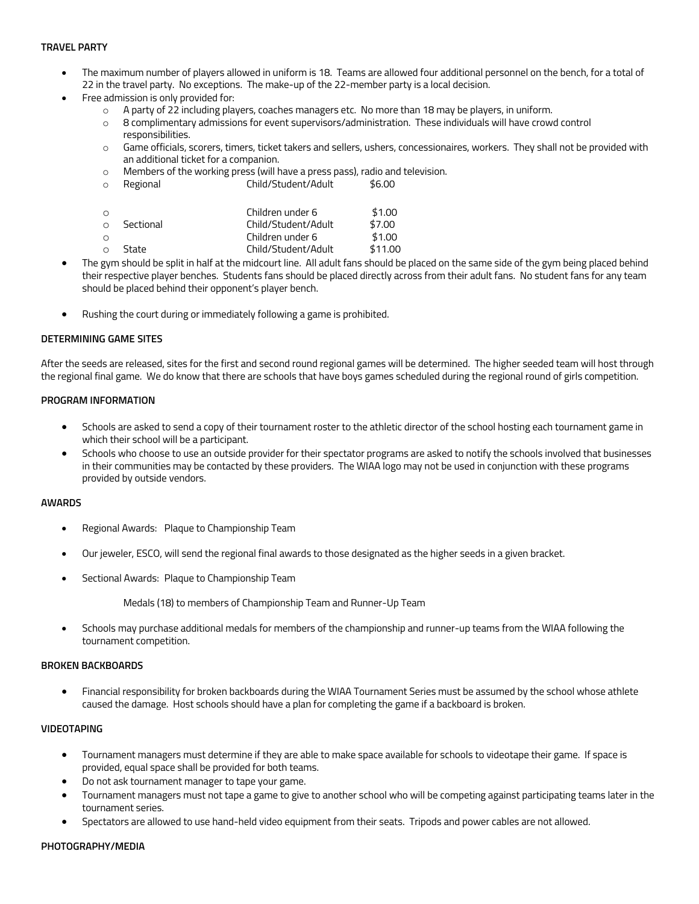**TRAVEL PARTY**

- The maximum number of players allowed in uniform is 18. Teams are allowed four additional personnel on the bench, for a total of 22 in the travel party. No exceptions. The make-up of the 22-member party is a local decision.
- Free admission is only provided for:
  - A party of 22 including players, coaches managers etc. No more than 18 may be players, in uniform.
  - 8 complimentary admissions for event supervisors/administration. These individuals will have crowd control responsibilities.
  - Game officials, scorers, timers, ticket takers and sellers, ushers, concessionaires, workers. They shall not be provided with an additional ticket for a companion.
  - Members of the working press (will have a press pass), radio and television.
  - Regional Child/Student/Adult $6.00
  - Children under 6 $1.00
  - Sectional Child/Student/Adult $7.00
  - Children under 6 $1.00
  - State Child/Student/Adult $11.00
- The gym should be split in half at the midcourt line. All adult fans should be placed on the same side of the gym being placed behind their respective player benches. Students fans should be placed directly across from their adult fans. No student fans for any team should be placed behind their opponent's player bench.
- Rushing the court during or immediately following a game is prohibited.

**DETERMINING GAME SITES**

After the seeds are released, sites for the first and second round regional games will be determined. The higher seeded team will host through the regional final game. We do know that there are schools that have boys games scheduled during the regional round of girls competition.

**PROGRAM INFORMATION**

- Schools are asked to send a copy of their tournament roster to the athletic director of the school hosting each tournament game in which their school will be a participant.
- Schools who choose to use an outside provider for their spectator programs are asked to notify the schools involved that businesses in their communities may be contacted by these providers. The WIAA logo may not be used in conjunction with these programs provided by outside vendors.

**AWARDS**

- Regional Awards: Plaque to Championship Team
- Our jeweler, ESCO, will send the regional final awards to those designated as the higher seeds in a given bracket.
- Sectional Awards: Plaque to Championship Team

  Medals (18) to members of Championship Team and Runner-Up Team

- Schools may purchase additional medals for members of the championship and runner-up teams from the WIAA following the tournament competition.

**BROKEN BACKBOARDS**

- Financial responsibility for broken backboards during the WIAA Tournament Series must be assumed by the school whose athlete caused the damage. Host schools should have a plan for completing the game if a backboard is broken.

**VIDEOTAPING**

- Tournament managers must determine if they are able to make space available for schools to videotape their game. If space is provided, equal space shall be provided for both teams.
- Do not ask tournament manager to tape your game.
- Tournament managers must not tape a game to give to another school who will be competing against participating teams later in the tournament series.
- Spectators are allowed to use hand-held video equipment from their seats. Tripods and power cables are not allowed.

**PHOTOGRAPHY/MEDIA**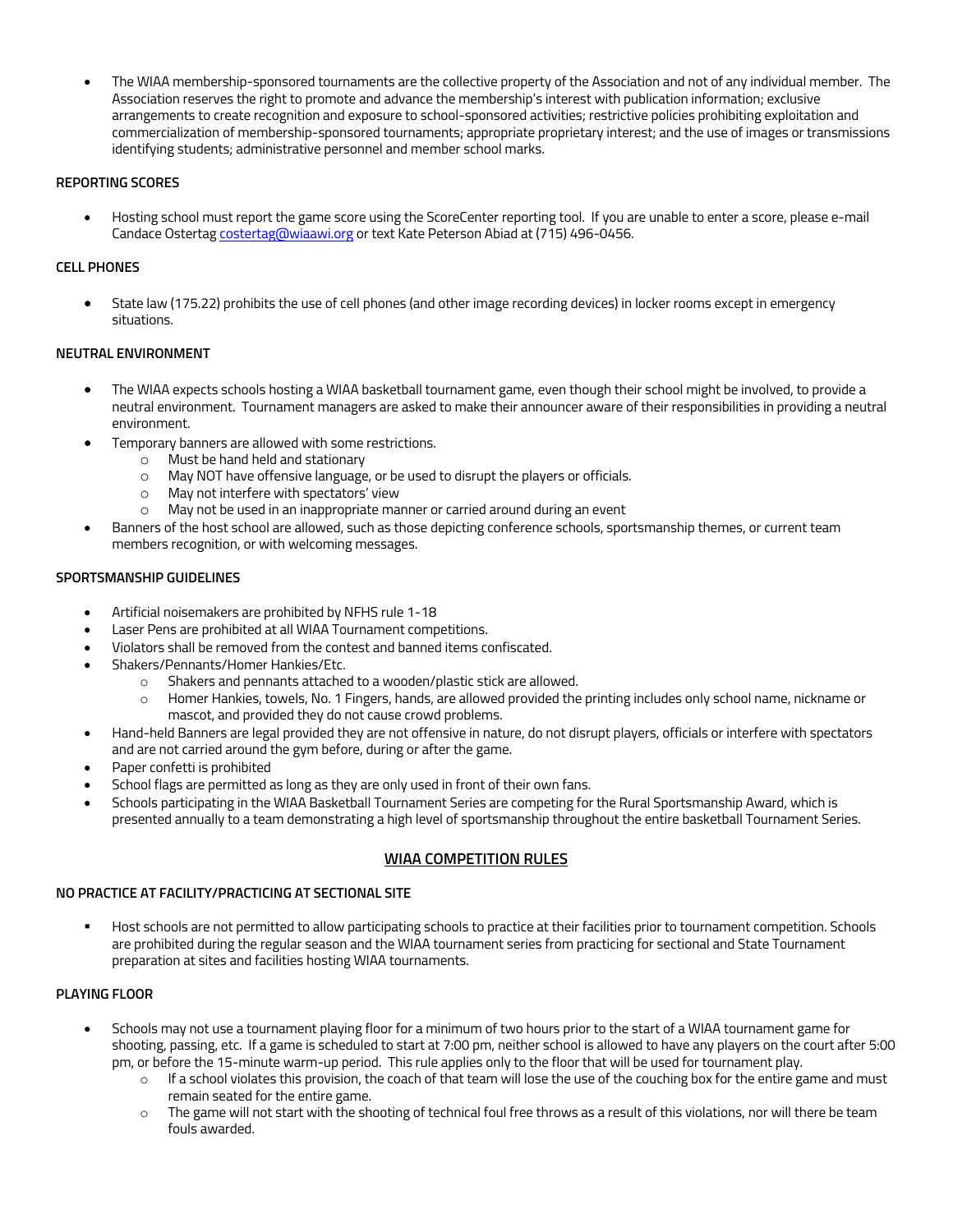- The WIAA membership-sponsored tournaments are the collective property of the Association and not of any individual member. The Association reserves the right to promote and advance the membership's interest with publication information; exclusive arrangements to create recognition and exposure to school-sponsored activities; restrictive policies prohibiting exploitation and commercialization of membership-sponsored tournaments; appropriate proprietary interest; and the use of images or transmissions identifying students; administrative personnel and member school marks.

**REPORTING SCORES**

- Hosting school must report the game score using the ScoreCenter reporting tool. If you are unable to enter a score, please e-mail Candace Ostertag costertag@wiaawi.org or text Kate Peterson Abiad at (715) 496-0456.

**CELL PHONES**

- State law (175.22) prohibits the use of cell phones (and other image recording devices) in locker rooms except in emergency situations.

**NEUTRAL ENVIRONMENT**

- The WIAA expects schools hosting a WIAA basketball tournament game, even though their school might be involved, to provide a neutral environment. Tournament managers are asked to make their announcer aware of their responsibilities in providing a neutral environment.
- Temporary banners are allowed with some restrictions.
  - Must be hand held and stationary
  - May NOT have offensive language, or be used to disrupt the players or officials.
  - May not interfere with spectators' view
  - May not be used in an inappropriate manner or carried around during an event
- Banners of the host school are allowed, such as those depicting conference schools, sportsmanship themes, or current team members recognition, or with welcoming messages.

**SPORTSMANSHIP GUIDELINES**

- Artificial noisemakers are prohibited by NFHS rule 1-18
- Laser Pens are prohibited at all WIAA Tournament competitions.
- Violators shall be removed from the contest and banned items confiscated.
- Shakers/Pennants/Homer Hankies/Etc.
  - Shakers and pennants attached to a wooden/plastic stick are allowed.
  - Homer Hankies, towels, No. 1 Fingers, hands, are allowed provided the printing includes only school name, nickname or mascot, and provided they do not cause crowd problems.
- Hand-held Banners are legal provided they are not offensive in nature, do not disrupt players, officials or interfere with spectators and are not carried around the gym before, during or after the game.
- Paper confetti is prohibited
- School flags are permitted as long as they are only used in front of their own fans.
- Schools participating in the WIAA Basketball Tournament Series are competing for the Rural Sportsmanship Award, which is presented annually to a team demonstrating a high level of sportsmanship throughout the entire basketball Tournament Series.

## WIAA COMPETITION RULES

**NO PRACTICE AT FACILITY/PRACTICING AT SECTIONAL SITE**

- Host schools are not permitted to allow participating schools to practice at their facilities prior to tournament competition. Schools are prohibited during the regular season and the WIAA tournament series from practicing for sectional and State Tournament preparation at sites and facilities hosting WIAA tournaments.

**PLAYING FLOOR**

- Schools may not use a tournament playing floor for a minimum of two hours prior to the start of a WIAA tournament game for shooting, passing, etc. If a game is scheduled to start at 7:00 pm, neither school is allowed to have any players on the court after 5:00 pm, or before the 15-minute warm-up period. This rule applies only to the floor that will be used for tournament play.
  - If a school violates this provision, the coach of that team will lose the use of the couching box for the entire game and must remain seated for the entire game.
  - The game will not start with the shooting of technical foul free throws as a result of this violations, nor will there be team fouls awarded.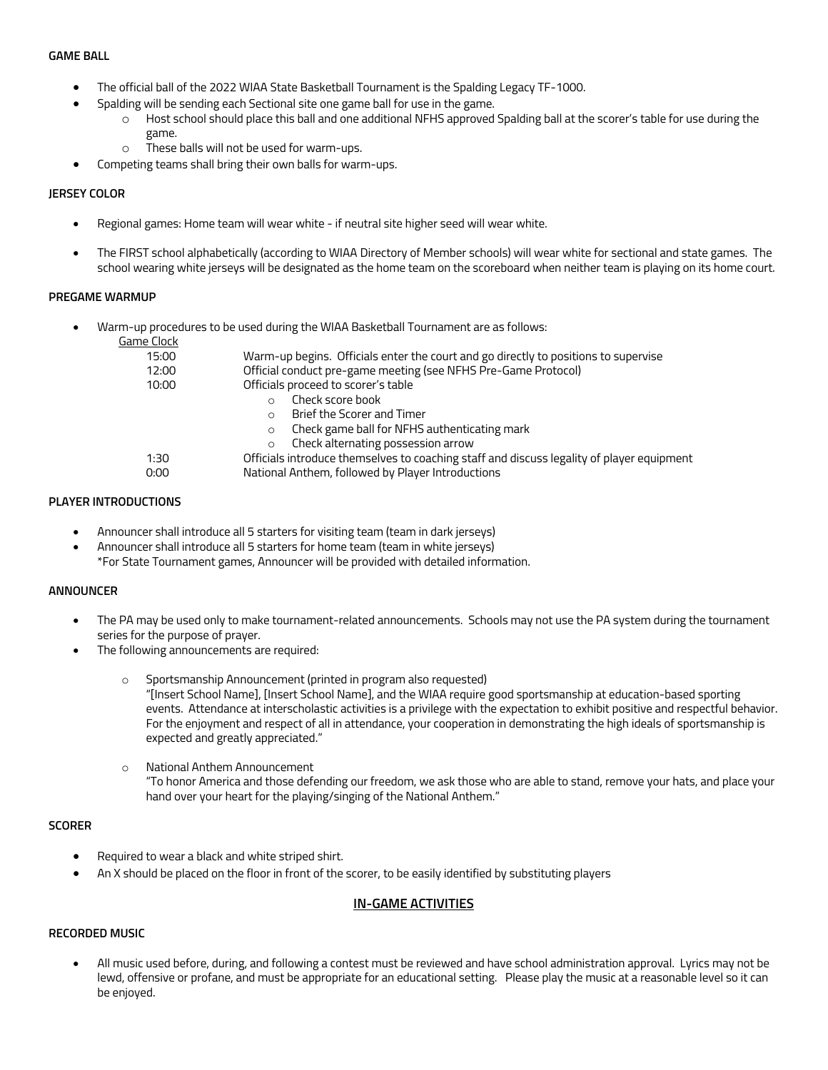**GAME BALL**

- The official ball of the 2022 WIAA State Basketball Tournament is the Spalding Legacy TF-1000.
- Spalding will be sending each Sectional site one game ball for use in the game.
  - Host school should place this ball and one additional NFHS approved Spalding ball at the scorer's table for use during the game.
  - These balls will not be used for warm-ups.
- Competing teams shall bring their own balls for warm-ups.

**JERSEY COLOR**

- Regional games: Home team will wear white - if neutral site higher seed will wear white.
- The FIRST school alphabetically (according to WIAA Directory of Member schools) will wear white for sectional and state games. The school wearing white jerseys will be designated as the home team on the scoreboard when neither team is playing on its home court.

**PREGAME WARMUP**

- Warm-up procedures to be used during the WIAA Basketball Tournament are as follows:

| Game Clock | |
|---|---|
| 15:00 | Warm-up begins. Officials enter the court and go directly to positions to supervise |
| 12:00 | Official conduct pre-game meeting (see NFHS Pre-Game Protocol) |
| 10:00 | Officials proceed to scorer's table<br>o Check score book<br>o Brief the Scorer and Timer<br>o Check game ball for NFHS authenticating mark<br>o Check alternating possession arrow |
| 1:30 | Officials introduce themselves to coaching staff and discuss legality of player equipment |
| 0:00 | National Anthem, followed by Player Introductions |

**PLAYER INTRODUCTIONS**

- Announcer shall introduce all 5 starters for visiting team (team in dark jerseys)
- Announcer shall introduce all 5 starters for home team (team in white jerseys)
  *For State Tournament games, Announcer will be provided with detailed information.

**ANNOUNCER**

- The PA may be used only to make tournament-related announcements. Schools may not use the PA system during the tournament series for the purpose of prayer.
- The following announcements are required:
  - Sportsmanship Announcement (printed in program also requested)
    "[Insert School Name], [Insert School Name], and the WIAA require good sportsmanship at education-based sporting events. Attendance at interscholastic activities is a privilege with the expectation to exhibit positive and respectful behavior. For the enjoyment and respect of all in attendance, your cooperation in demonstrating the high ideals of sportsmanship is expected and greatly appreciated."
  - National Anthem Announcement
    "To honor America and those defending our freedom, we ask those who are able to stand, remove your hats, and place your hand over your heart for the playing/singing of the National Anthem."

**SCORER**

- Required to wear a black and white striped shirt.
- An X should be placed on the floor in front of the scorer, to be easily identified by substituting players

## IN-GAME ACTIVITIES

**RECORDED MUSIC**

- All music used before, during, and following a contest must be reviewed and have school administration approval. Lyrics may not be lewd, offensive or profane, and must be appropriate for an educational setting. Please play the music at a reasonable level so it can be enjoyed.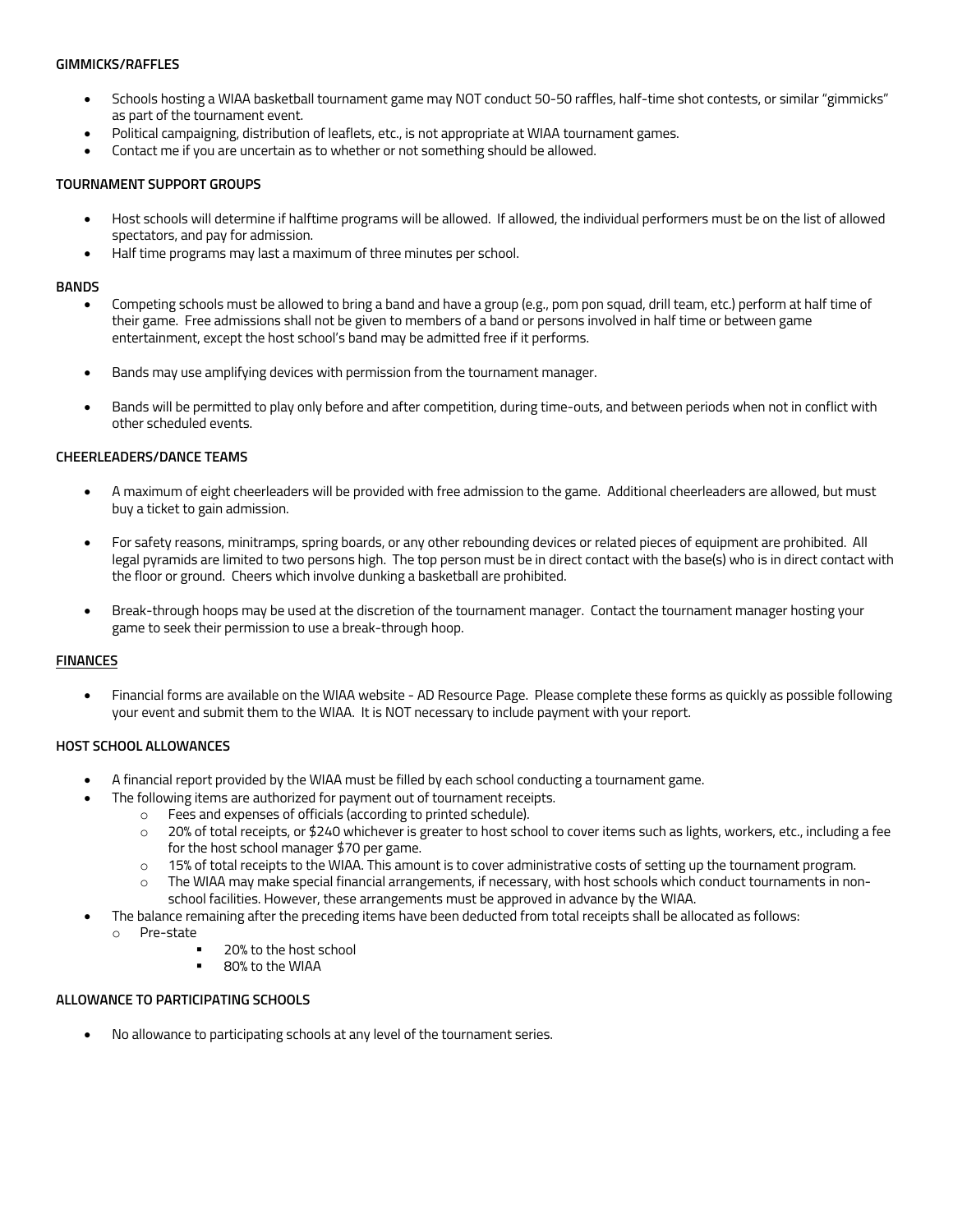**GIMMICKS/RAFFLES**

- Schools hosting a WIAA basketball tournament game may NOT conduct 50-50 raffles, half-time shot contests, or similar "gimmicks" as part of the tournament event.
- Political campaigning, distribution of leaflets, etc., is not appropriate at WIAA tournament games.
- Contact me if you are uncertain as to whether or not something should be allowed.

**TOURNAMENT SUPPORT GROUPS**

- Host schools will determine if halftime programs will be allowed. If allowed, the individual performers must be on the list of allowed spectators, and pay for admission.
- Half time programs may last a maximum of three minutes per school.

**BANDS**

- Competing schools must be allowed to bring a band and have a group (e.g., pom pon squad, drill team, etc.) perform at half time of their game. Free admissions shall not be given to members of a band or persons involved in half time or between game entertainment, except the host school's band may be admitted free if it performs.
- Bands may use amplifying devices with permission from the tournament manager.
- Bands will be permitted to play only before and after competition, during time-outs, and between periods when not in conflict with other scheduled events.

**CHEERLEADERS/DANCE TEAMS**

- A maximum of eight cheerleaders will be provided with free admission to the game. Additional cheerleaders are allowed, but must buy a ticket to gain admission.
- For safety reasons, minitramps, spring boards, or any other rebounding devices or related pieces of equipment are prohibited. All legal pyramids are limited to two persons high. The top person must be in direct contact with the base(s) who is in direct contact with the floor or ground. Cheers which involve dunking a basketball are prohibited.
- Break-through hoops may be used at the discretion of the tournament manager. Contact the tournament manager hosting your game to seek their permission to use a break-through hoop.

**FINANCES**

- Financial forms are available on the WIAA website - AD Resource Page. Please complete these forms as quickly as possible following your event and submit them to the WIAA. It is NOT necessary to include payment with your report.

**HOST SCHOOL ALLOWANCES**

- A financial report provided by the WIAA must be filled by each school conducting a tournament game.
- The following items are authorized for payment out of tournament receipts.
  - Fees and expenses of officials (according to printed schedule).
  - 20% of total receipts, or $240 whichever is greater to host school to cover items such as lights, workers, etc., including a fee for the host school manager $70 per game.
  - 15% of total receipts to the WIAA. This amount is to cover administrative costs of setting up the tournament program.
  - The WIAA may make special financial arrangements, if necessary, with host schools which conduct tournaments in non-school facilities. However, these arrangements must be approved in advance by the WIAA.
- The balance remaining after the preceding items have been deducted from total receipts shall be allocated as follows:
  - Pre-state
    - 20% to the host school
    - 80% to the WIAA

**ALLOWANCE TO PARTICIPATING SCHOOLS**

- No allowance to participating schools at any level of the tournament series.